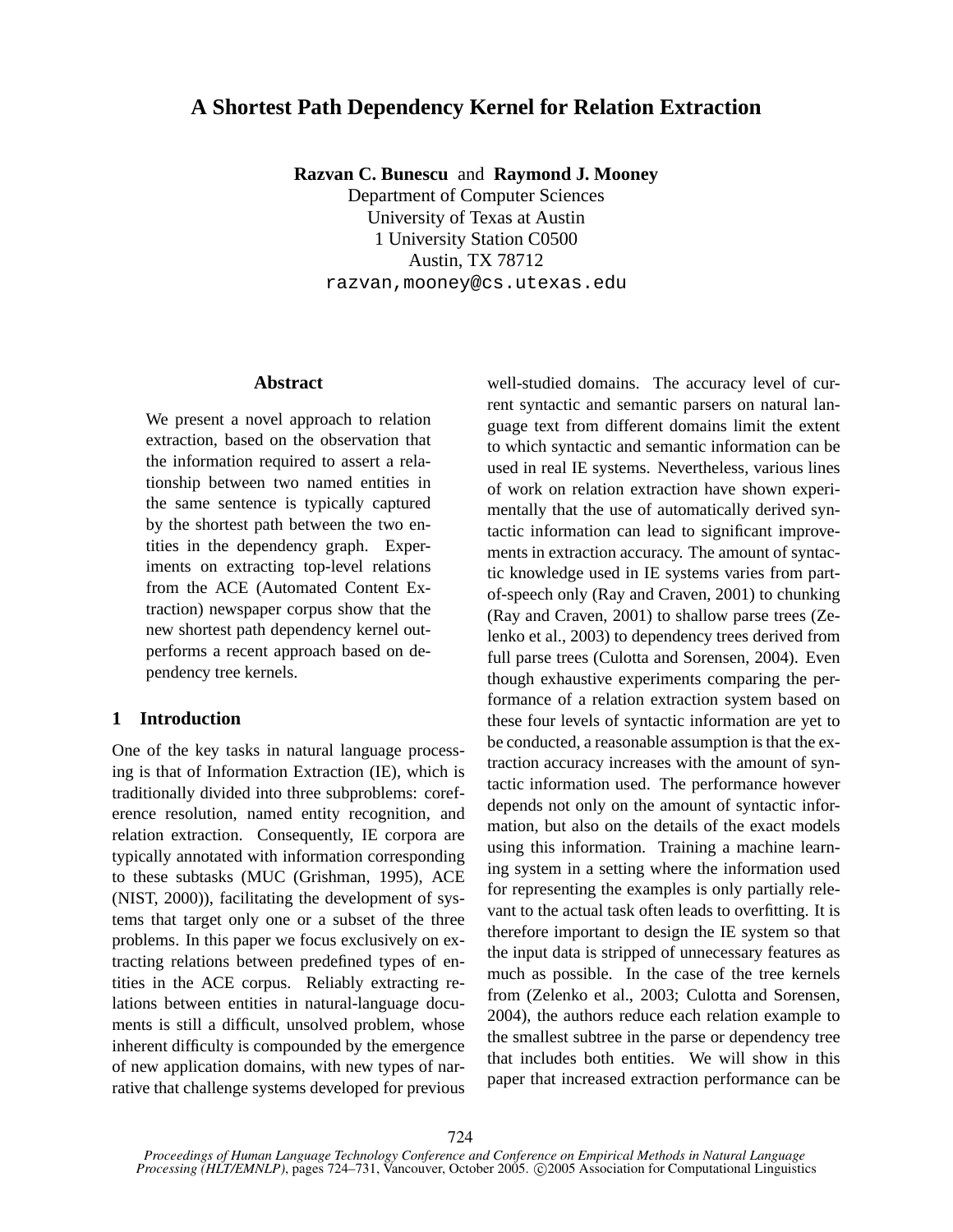# A Shortest Path Dependency Kernel for Relation Extraction

**Razvan C. Bunescu** and **Raymond J. Mooney**
Department of Computer Sciences
University of Texas at Austin
1 University Station C0500
Austin, TX 78712
razvan,mooney@cs.utexas.edu

## Abstract

We present a novel approach to relation extraction, based on the observation that the information required to assert a relationship between two named entities in the same sentence is typically captured by the shortest path between the two entities in the dependency graph. Experiments on extracting top-level relations from the ACE (Automated Content Extraction) newspaper corpus show that the new shortest path dependency kernel outperforms a recent approach based on dependency tree kernels.

## 1 Introduction

One of the key tasks in natural language processing is that of Information Extraction (IE), which is traditionally divided into three subproblems: coreference resolution, named entity recognition, and relation extraction. Consequently, IE corpora are typically annotated with information corresponding to these subtasks (MUC (Grishman, 1995), ACE (NIST, 2000)), facilitating the development of systems that target only one or a subset of the three problems. In this paper we focus exclusively on extracting relations between predefined types of entities in the ACE corpus. Reliably extracting relations between entities in natural-language documents is still a difficult, unsolved problem, whose inherent difficulty is compounded by the emergence of new application domains, with new types of narrative that challenge systems developed for previous well-studied domains. The accuracy level of current syntactic and semantic parsers on natural language text from different domains limit the extent to which syntactic and semantic information can be used in real IE systems. Nevertheless, various lines of work on relation extraction have shown experimentally that the use of automatically derived syntactic information can lead to significant improvements in extraction accuracy. The amount of syntactic knowledge used in IE systems varies from part-of-speech only (Ray and Craven, 2001) to chunking (Ray and Craven, 2001) to shallow parse trees (Zelenko et al., 2003) to dependency trees derived from full parse trees (Culotta and Sorensen, 2004). Even though exhaustive experiments comparing the performance of a relation extraction system based on these four levels of syntactic information are yet to be conducted, a reasonable assumption is that the extraction accuracy increases with the amount of syntactic information used. The performance however depends not only on the amount of syntactic information, but also on the details of the exact models using this information. Training a machine learning system in a setting where the information used for representing the examples is only partially relevant to the actual task often leads to overfitting. It is therefore important to design the IE system so that the input data is stripped of unnecessary features as much as possible. In the case of the tree kernels from (Zelenko et al., 2003; Culotta and Sorensen, 2004), the authors reduce each relation example to the smallest subtree in the parse or dependency tree that includes both entities. We will show in this paper that increased extraction performance can be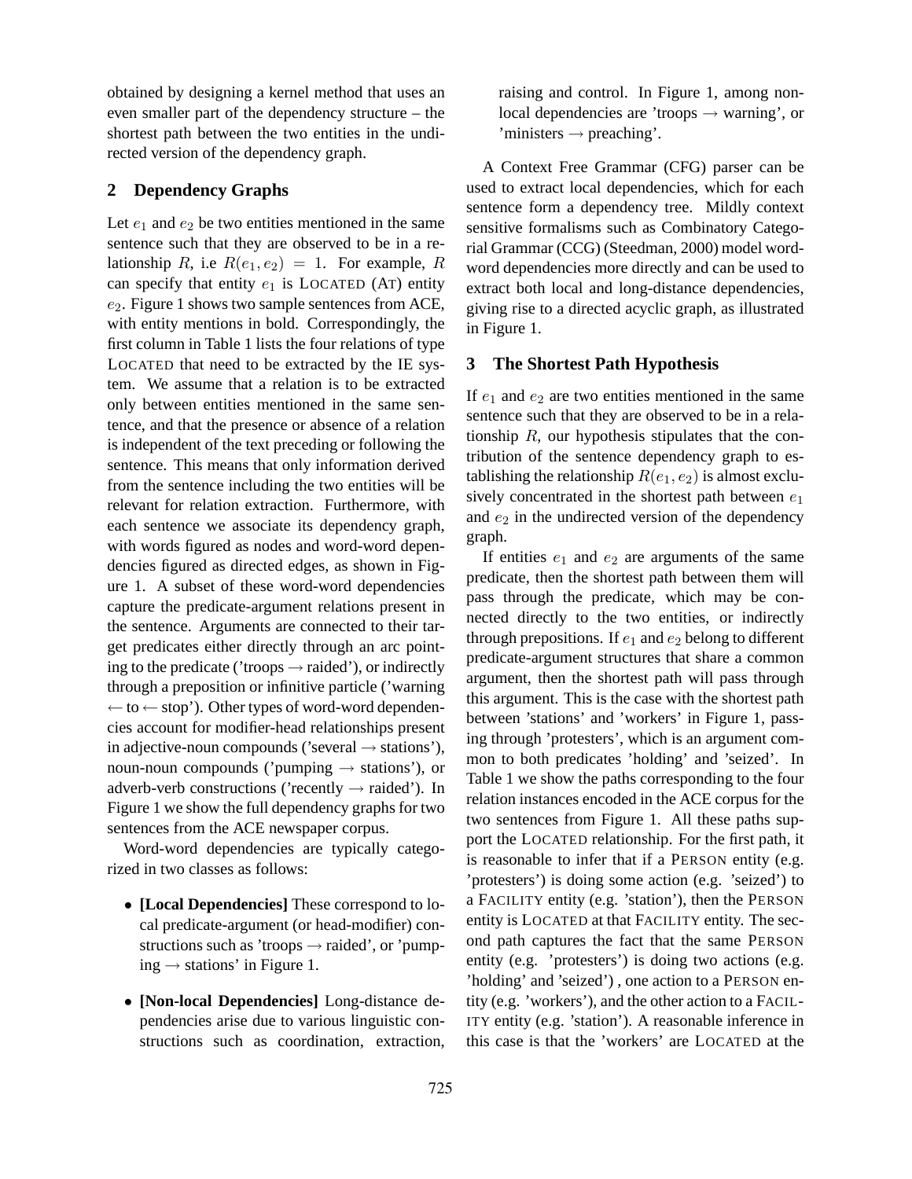obtained by designing a kernel method that uses an even smaller part of the dependency structure – the shortest path between the two entities in the undirected version of the dependency graph.

## 2 Dependency Graphs

Let $e_1$ and $e_2$ be two entities mentioned in the same sentence such that they are observed to be in a relationship $R$, i.e $R(e_1, e_2) = 1$. For example, $R$ can specify that entity $e_1$ is LOCATED (AT) entity $e_2$. Figure 1 shows two sample sentences from ACE, with entity mentions in bold. Correspondingly, the first column in Table 1 lists the four relations of type LOCATED that need to be extracted by the IE system. We assume that a relation is to be extracted only between entities mentioned in the same sentence, and that the presence or absence of a relation is independent of the text preceding or following the sentence. This means that only information derived from the sentence including the two entities will be relevant for relation extraction. Furthermore, with each sentence we associate its dependency graph, with words figured as nodes and word-word dependencies figured as directed edges, as shown in Figure 1. A subset of these word-word dependencies capture the predicate-argument relations present in the sentence. Arguments are connected to their target predicates either directly through an arc pointing to the predicate ('troops → raided'), or indirectly through a preposition or infinitive particle ('warning ← to ← stop'). Other types of word-word dependencies account for modifier-head relationships present in adjective-noun compounds ('several → stations'), noun-noun compounds ('pumping → stations'), or adverb-verb constructions ('recently → raided'). In Figure 1 we show the full dependency graphs for two sentences from the ACE newspaper corpus.

Word-word dependencies are typically categorized in two classes as follows:

- **[Local Dependencies]** These correspond to local predicate-argument (or head-modifier) constructions such as 'troops → raided', or 'pumping → stations' in Figure 1.
- **[Non-local Dependencies]** Long-distance dependencies arise due to various linguistic constructions such as coordination, extraction, raising and control. In Figure 1, among non-local dependencies are 'troops → warning', or 'ministers → preaching'.

A Context Free Grammar (CFG) parser can be used to extract local dependencies, which for each sentence form a dependency tree. Mildly context sensitive formalisms such as Combinatory Categorial Grammar (CCG) (Steedman, 2000) model word-word dependencies more directly and can be used to extract both local and long-distance dependencies, giving rise to a directed acyclic graph, as illustrated in Figure 1.

## 3 The Shortest Path Hypothesis

If $e_1$ and $e_2$ are two entities mentioned in the same sentence such that they are observed to be in a relationship $R$, our hypothesis stipulates that the contribution of the sentence dependency graph to establishing the relationship $R(e_1, e_2)$ is almost exclusively concentrated in the shortest path between $e_1$ and $e_2$ in the undirected version of the dependency graph.

If entities $e_1$ and $e_2$ are arguments of the same predicate, then the shortest path between them will pass through the predicate, which may be connected directly to the two entities, or indirectly through prepositions. If $e_1$ and $e_2$ belong to different predicate-argument structures that share a common argument, then the shortest path will pass through this argument. This is the case with the shortest path between 'stations' and 'workers' in Figure 1, passing through 'protesters', which is an argument common to both predicates 'holding' and 'seized'. In Table 1 we show the paths corresponding to the four relation instances encoded in the ACE corpus for the two sentences from Figure 1. All these paths support the LOCATED relationship. For the first path, it is reasonable to infer that if a PERSON entity (e.g. 'protesters') is doing some action (e.g. 'seized') to a FACILITY entity (e.g. 'station'), then the PERSON entity is LOCATED at that FACILITY entity. The second path captures the fact that the same PERSON entity (e.g. 'protesters') is doing two actions (e.g. 'holding' and 'seized') , one action to a PERSON entity (e.g. 'workers'), and the other action to a FACILITY entity (e.g. 'station'). A reasonable inference in this case is that the 'workers' are LOCATED at the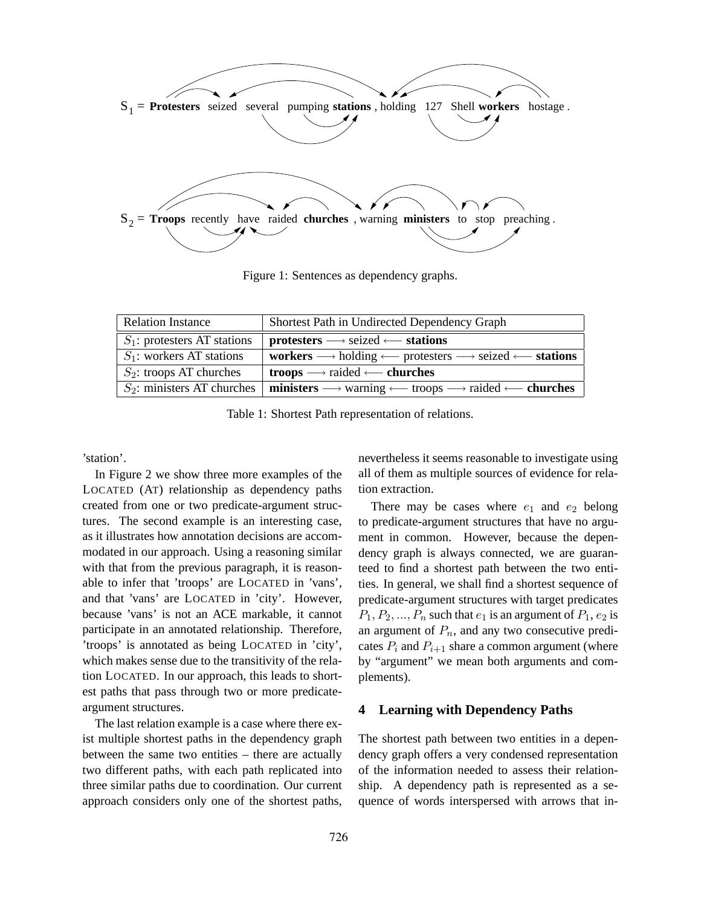S$_1$ = **Protesters** seized several pumping **stations** , holding 127 Shell **workers** hostage .

S$_2$ = **Troops** recently have raided **churches** , warning **ministers** to stop preaching .

Figure 1: Sentences as dependency graphs.

| Relation Instance | Shortest Path in Undirected Dependency Graph |
|---|---|
| $S_1$: protesters AT stations | **protesters** $\longrightarrow$ seized $\longleftarrow$ **stations** |
| $S_1$: workers AT stations | **workers** $\longrightarrow$ holding $\longleftarrow$ protesters $\longrightarrow$ seized $\longleftarrow$ **stations** |
| $S_2$: troops AT churches | **troops** $\longrightarrow$ raided $\longleftarrow$ **churches** |
| $S_2$: ministers AT churches | **ministers** $\longrightarrow$ warning $\longleftarrow$ troops $\longrightarrow$ raided $\longleftarrow$ **churches** |

Table 1: Shortest Path representation of relations.

'station'.

In Figure 2 we show three more examples of the LOCATED (AT) relationship as dependency paths created from one or two predicate-argument structures. The second example is an interesting case, as it illustrates how annotation decisions are accommodated in our approach. Using a reasoning similar with that from the previous paragraph, it is reasonable to infer that 'troops' are LOCATED in 'vans', and that 'vans' are LOCATED in 'city'. However, because 'vans' is not an ACE markable, it cannot participate in an annotated relationship. Therefore, 'troops' is annotated as being LOCATED in 'city', which makes sense due to the transitivity of the relation LOCATED. In our approach, this leads to shortest paths that pass through two or more predicate-argument structures.

The last relation example is a case where there exist multiple shortest paths in the dependency graph between the same two entities – there are actually two different paths, with each path replicated into three similar paths due to coordination. Our current approach considers only one of the shortest paths, nevertheless it seems reasonable to investigate using all of them as multiple sources of evidence for relation extraction.

There may be cases where $e_1$ and $e_2$ belong to predicate-argument structures that have no argument in common. However, because the dependency graph is always connected, we are guaranteed to find a shortest path between the two entities. In general, we shall find a shortest sequence of predicate-argument structures with target predicates $P_1, P_2, ..., P_n$ such that $e_1$ is an argument of $P_1$, $e_2$ is an argument of $P_n$, and any two consecutive predicates $P_i$ and $P_{i+1}$ share a common argument (where by "argument" we mean both arguments and complements).

## 4 Learning with Dependency Paths

The shortest path between two entities in a dependency graph offers a very condensed representation of the information needed to assess their relationship. A dependency path is represented as a sequence of words interspersed with arrows that in-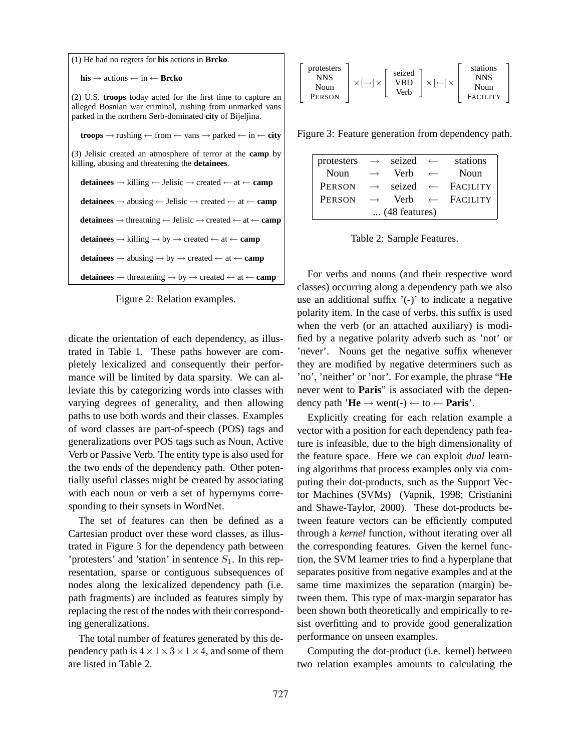(1) He had no regrets for **his** actions in **Brcko**.

**his** → actions ← in ← **Brcko**

(2) U.S. **troops** today acted for the first time to capture an alleged Bosnian war criminal, rushing from unmarked vans parked in the northern Serb-dominated **city** of Bijeljina.

**troops** → rushing ← from ← vans → parked ← in ← **city**

(3) Jelisic created an atmosphere of terror at the **camp** by killing, abusing and threatening the **detainees**.

**detainees** → killing ← Jelisic → created ← at ← **camp**

**detainees** → abusing ← Jelisic → created ← at ← **camp**

**detainees** → threatning ← Jelisic → created ← at ← **camp**

**detainees** → killing → by → created ← at ← **camp**

**detainees** → abusing → by → created ← at ← **camp**

**detainees** → threatening → by → created ← at ← **camp**

Figure 2: Relation examples.

dicate the orientation of each dependency, as illustrated in Table 1. These paths however are completely lexicalized and consequently their performance will be limited by data sparsity. We can alleviate this by categorizing words into classes with varying degrees of generality, and then allowing paths to use both words and their classes. Examples of word classes are part-of-speech (POS) tags and generalizations over POS tags such as Noun, Active Verb or Passive Verb. The entity type is also used for the two ends of the dependency path. Other potentially useful classes might be created by associating with each noun or verb a set of hypernyms corresponding to their synsets in WordNet.

The set of features can then be defined as a Cartesian product over these word classes, as illustrated in Figure 3 for the dependency path between 'protesters' and 'station' in sentence $S_1$. In this representation, sparse or contiguous subsequences of nodes along the lexicalized dependency path (i.e. path fragments) are included as features simply by replacing the rest of the nodes with their corresponding generalizations.

The total number of features generated by this dependency path is $4 \times 1 \times 3 \times 1 \times 4$, and some of them are listed in Table 2.

$$\begin{bmatrix} \text{protesters} \\ \text{NNS} \\ \text{Noun} \\ \text{PERSON} \end{bmatrix} \times [\rightarrow] \times \begin{bmatrix} \text{seized} \\ \text{VBD} \\ \text{Verb} \end{bmatrix} \times [\leftarrow] \times \begin{bmatrix} \text{stations} \\ \text{NNS} \\ \text{Noun} \\ \text{FACILITY} \end{bmatrix}$$

Figure 3: Feature generation from dependency path.

| | | | | |
|---|---|---|---|---|
| protesters | → | seized | ← | stations |
| Noun | → | Verb | ← | Noun |
| PERSON | → | seized | ← | FACILITY |
| PERSON | → | Verb | ← | FACILITY |
| ... (48 features) | | | | |

Table 2: Sample Features.

For verbs and nouns (and their respective word classes) occurring along a dependency path we also use an additional suffix '(-)' to indicate a negative polarity item. In the case of verbs, this suffix is used when the verb (or an attached auxiliary) is modified by a negative polarity adverb such as 'not' or 'never'. Nouns get the negative suffix whenever they are modified by negative determiners such as 'no', 'neither' or 'nor'. For example, the phrase "**He** never went to **Paris**" is associated with the dependency path '**He** → went(-) ← to ← **Paris**'.

Explicitly creating for each relation example a vector with a position for each dependency path feature is infeasible, due to the high dimensionality of the feature space. Here we can exploit *dual* learning algorithms that process examples only via computing their dot-products, such as the Support Vector Machines (SVMs) (Vapnik, 1998; Cristianini and Shawe-Taylor, 2000). These dot-products between feature vectors can be efficiently computed through a *kernel* function, without iterating over all the corresponding features. Given the kernel function, the SVM learner tries to find a hyperplane that separates positive from negative examples and at the same time maximizes the separation (margin) between them. This type of max-margin separator has been shown both theoretically and empirically to resist overfitting and to provide good generalization performance on unseen examples.

Computing the dot-product (i.e. kernel) between two relation examples amounts to calculating the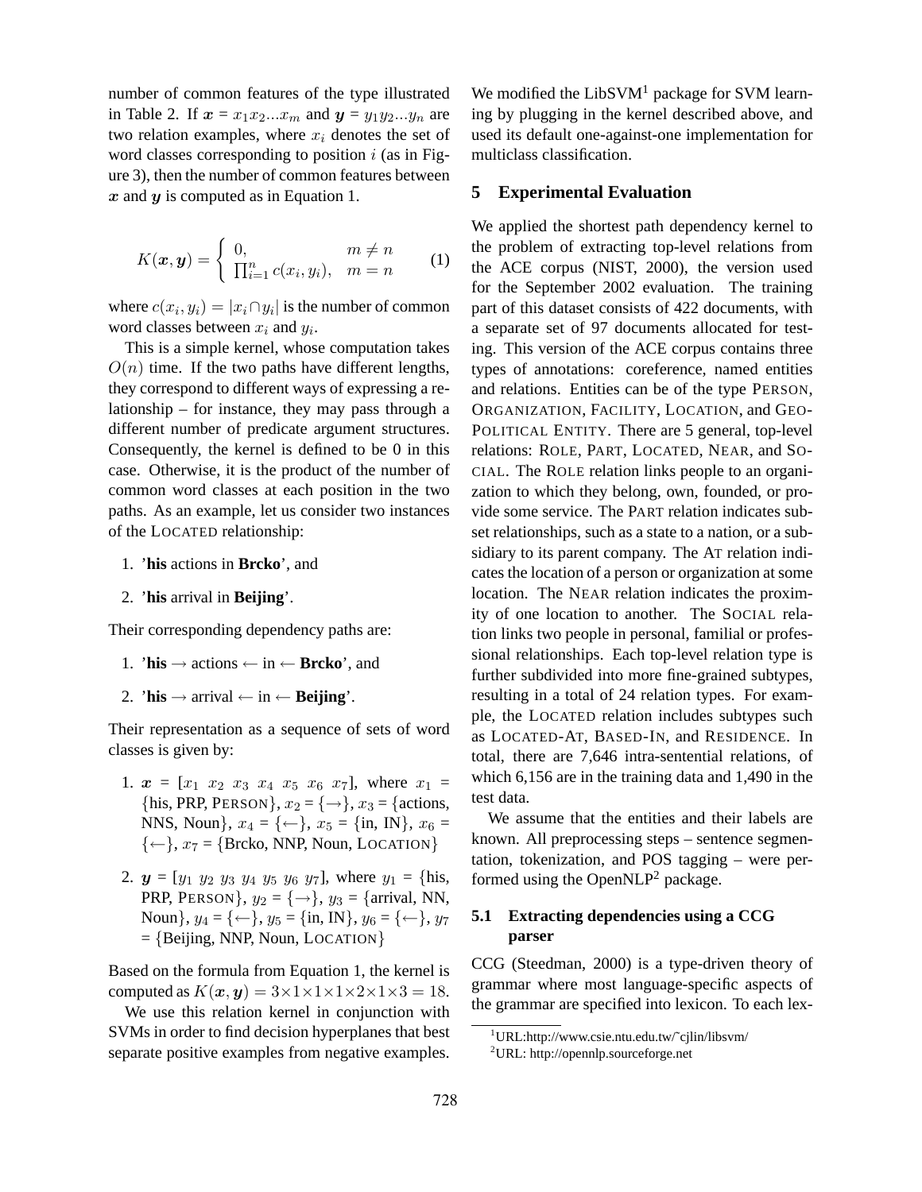number of common features of the type illustrated in Table 2. If $\boldsymbol{x} = x_1 x_2 ... x_m$ and $\boldsymbol{y} = y_1 y_2 ... y_n$ are two relation examples, where $x_i$ denotes the set of word classes corresponding to position $i$ (as in Figure 3), then the number of common features between $\boldsymbol{x}$ and $\boldsymbol{y}$ is computed as in Equation 1.

$$K(\boldsymbol{x}, \boldsymbol{y}) = \begin{cases} 0, & m \neq n \\ \prod_{i=1}^{n} c(x_i, y_i), & m = n \end{cases} \quad (1)$$

where $c(x_i, y_i) = |x_i \cap y_i|$ is the number of common word classes between $x_i$ and $y_i$.

This is a simple kernel, whose computation takes $O(n)$ time. If the two paths have different lengths, they correspond to different ways of expressing a relationship – for instance, they may pass through a different number of predicate argument structures. Consequently, the kernel is defined to be 0 in this case. Otherwise, it is the product of the number of common word classes at each position in the two paths. As an example, let us consider two instances of the LOCATED relationship:

1. '**his** actions in **Brcko**', and
2. '**his** arrival in **Beijing**'.

Their corresponding dependency paths are:

1. '**his** $\rightarrow$ actions $\leftarrow$ in $\leftarrow$ **Brcko**', and
2. '**his** $\rightarrow$ arrival $\leftarrow$ in $\leftarrow$ **Beijing**'.

Their representation as a sequence of sets of word classes is given by:

1. $\boldsymbol{x}$ = [$x_1$ $x_2$ $x_3$ $x_4$ $x_5$ $x_6$ $x_7$], where $x_1$ = {his, PRP, PERSON}, $x_2$ = {$\rightarrow$}, $x_3$ = {actions, NNS, Noun}, $x_4$ = {$\leftarrow$}, $x_5$ = {in, IN}, $x_6$ = {$\leftarrow$}, $x_7$ = {Brcko, NNP, Noun, LOCATION}
2. $\boldsymbol{y}$ = [$y_1$ $y_2$ $y_3$ $y_4$ $y_5$ $y_6$ $y_7$], where $y_1$ = {his, PRP, PERSON}, $y_2$ = {$\rightarrow$}, $y_3$ = {arrival, NN, Noun}, $y_4$ = {$\leftarrow$}, $y_5$ = {in, IN}, $y_6$ = {$\leftarrow$}, $y_7$ = {Beijing, NNP, Noun, LOCATION}

Based on the formula from Equation 1, the kernel is computed as $K(\boldsymbol{x}, \boldsymbol{y}) = 3 \times 1 \times 1 \times 1 \times 2 \times 1 \times 3 = 18$.

We use this relation kernel in conjunction with SVMs in order to find decision hyperplanes that best separate positive examples from negative examples. We modified the LibSVM[1] package for SVM learning by plugging in the kernel described above, and used its default one-against-one implementation for multiclass classification.

## 5 Experimental Evaluation

We applied the shortest path dependency kernel to the problem of extracting top-level relations from the ACE corpus (NIST, 2000), the version used for the September 2002 evaluation. The training part of this dataset consists of 422 documents, with a separate set of 97 documents allocated for testing. This version of the ACE corpus contains three types of annotations: coreference, named entities and relations. Entities can be of the type PERSON, ORGANIZATION, FACILITY, LOCATION, and GEO-POLITICAL ENTITY. There are 5 general, top-level relations: ROLE, PART, LOCATED, NEAR, and SOCIAL. The ROLE relation links people to an organization to which they belong, own, founded, or provide some service. The PART relation indicates subset relationships, such as a state to a nation, or a subsidiary to its parent company. The AT relation indicates the location of a person or organization at some location. The NEAR relation indicates the proximity of one location to another. The SOCIAL relation links two people in personal, familial or professional relationships. Each top-level relation type is further subdivided into more fine-grained subtypes, resulting in a total of 24 relation types. For example, the LOCATED relation includes subtypes such as LOCATED-AT, BASED-IN, and RESIDENCE. In total, there are 7,646 intra-sentential relations, of which 6,156 are in the training data and 1,490 in the test data.

We assume that the entities and their labels are known. All preprocessing steps – sentence segmentation, tokenization, and POS tagging – were performed using the OpenNLP[2] package.

### 5.1 Extracting dependencies using a CCG parser

CCG (Steedman, 2000) is a type-driven theory of grammar where most language-specific aspects of the grammar are specified into lexicon. To each lex-

[1] URL:http://www.csie.ntu.edu.tw/~cjlin/libsvm/

[2] URL: http://opennlp.sourceforge.net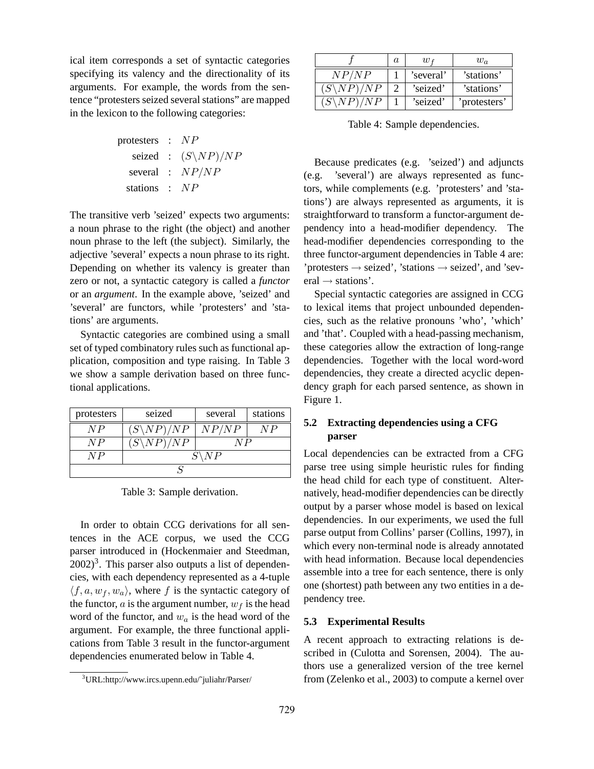ical item corresponds a set of syntactic categories specifying its valency and the directionality of its arguments. For example, the words from the sentence "protesters seized several stations" are mapped in the lexicon to the following categories:

$$\begin{aligned}\text{protesters} &: NP \\ \text{seized} &: (S\backslash NP)/NP \\ \text{several} &: NP/NP \\ \text{stations} &: NP\end{aligned}$$

The transitive verb 'seized' expects two arguments: a noun phrase to the right (the object) and another noun phrase to the left (the subject). Similarly, the adjective 'several' expects a noun phrase to its right. Depending on whether its valency is greater than zero or not, a syntactic category is called a *functor* or an *argument*. In the example above, 'seized' and 'several' are functors, while 'protesters' and 'stations' are arguments.

Syntactic categories are combined using a small set of typed combinatory rules such as functional application, composition and type raising. In Table 3 we show a sample derivation based on three functional applications.

| protesters | seized | several | stations |
|---|---|---|---|
| $NP$ | $(S\backslash NP)/NP$ | $NP/NP$ | $NP$ |
| $NP$ | $(S\backslash NP)/NP$ | $NP$ | |
| $NP$ | $S\backslash NP$ | | |
| $S$ | | | |

Table 3: Sample derivation.

In order to obtain CCG derivations for all sentences in the ACE corpus, we used the CCG parser introduced in (Hockenmaier and Steedman, 2002)[3]. This parser also outputs a list of dependencies, with each dependency represented as a 4-tuple $\langle f, a, w_f, w_a \rangle$, where $f$ is the syntactic category of the functor, $a$ is the argument number, $w_f$ is the head word of the functor, and $w_a$ is the head word of the argument. For example, the three functional applications from Table 3 result in the functor-argument dependencies enumerated below in Table 4.

[3] URL:http://www.ircs.upenn.edu/˜juliahr/Parser/

| $f$ | $a$ | $w_f$ | $w_a$ |
|---|---|---|---|
| $NP/NP$ | 1 | 'several' | 'stations' |
| $(S\backslash NP)/NP$ | 2 | 'seized' | 'stations' |
| $(S\backslash NP)/NP$ | 1 | 'seized' | 'protesters' |

Table 4: Sample dependencies.

Because predicates (e.g. 'seized') and adjuncts (e.g. 'several') are always represented as functors, while complements (e.g. 'protesters' and 'stations') are always represented as arguments, it is straightforward to transform a functor-argument dependency into a head-modifier dependency. The head-modifier dependencies corresponding to the three functor-argument dependencies in Table 4 are: 'protesters → seized', 'stations → seized', and 'several → stations'.

Special syntactic categories are assigned in CCG to lexical items that project unbounded dependencies, such as the relative pronouns 'who', 'which' and 'that'. Coupled with a head-passing mechanism, these categories allow the extraction of long-range dependencies. Together with the local word-word dependencies, they create a directed acyclic dependency graph for each parsed sentence, as shown in Figure 1.

### 5.2 Extracting dependencies using a CFG parser

Local dependencies can be extracted from a CFG parse tree using simple heuristic rules for finding the head child for each type of constituent. Alternatively, head-modifier dependencies can be directly output by a parser whose model is based on lexical dependencies. In our experiments, we used the full parse output from Collins' parser (Collins, 1997), in which every non-terminal node is already annotated with head information. Because local dependencies assemble into a tree for each sentence, there is only one (shortest) path between any two entities in a dependency tree.

### 5.3 Experimental Results

A recent approach to extracting relations is described in (Culotta and Sorensen, 2004). The authors use a generalized version of the tree kernel from (Zelenko et al., 2003) to compute a kernel over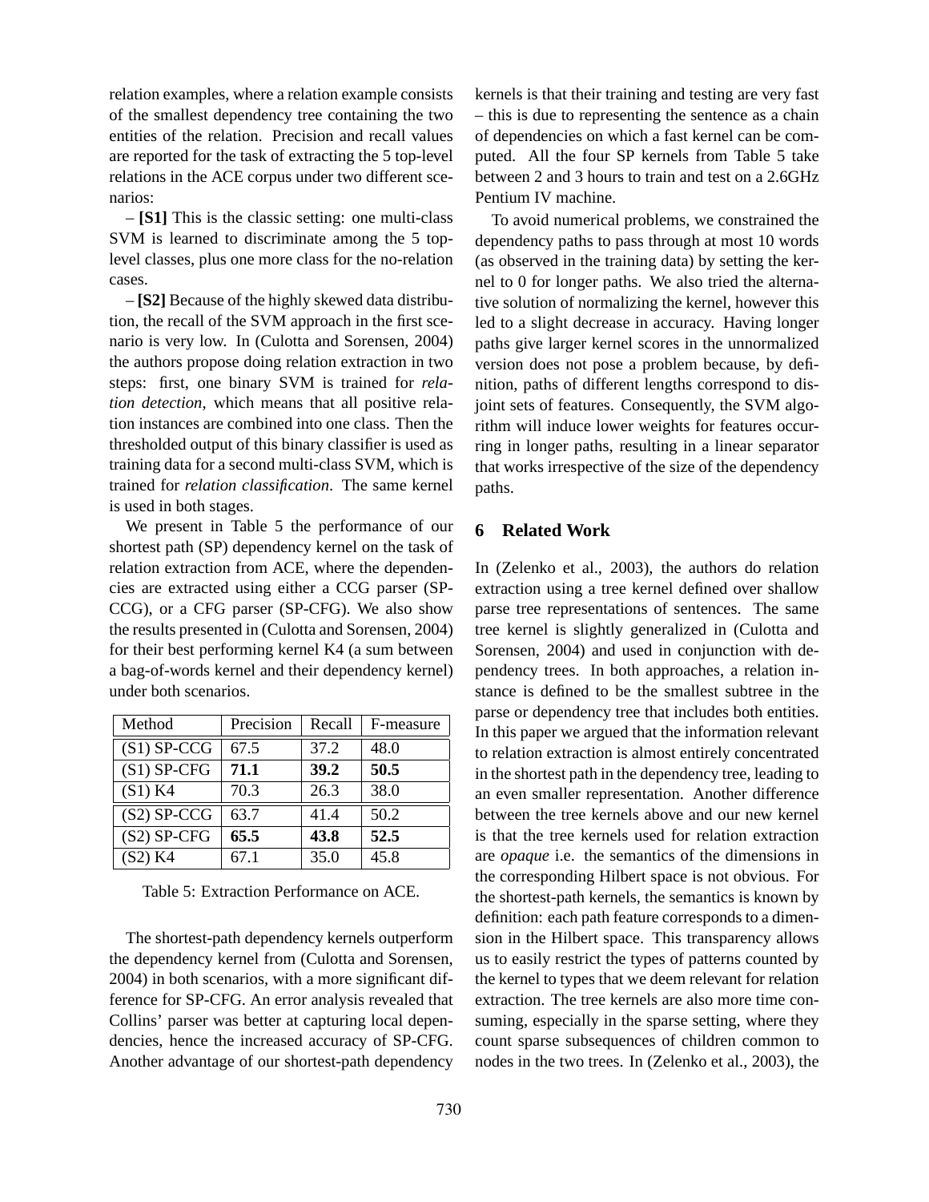relation examples, where a relation example consists of the smallest dependency tree containing the two entities of the relation. Precision and recall values are reported for the task of extracting the 5 top-level relations in the ACE corpus under two different scenarios:

– **[S1]** This is the classic setting: one multi-class SVM is learned to discriminate among the 5 top-level classes, plus one more class for the no-relation cases.

– **[S2]** Because of the highly skewed data distribution, the recall of the SVM approach in the first scenario is very low. In (Culotta and Sorensen, 2004) the authors propose doing relation extraction in two steps: first, one binary SVM is trained for *relation detection*, which means that all positive relation instances are combined into one class. Then the thresholded output of this binary classifier is used as training data for a second multi-class SVM, which is trained for *relation classification*. The same kernel is used in both stages.

We present in Table 5 the performance of our shortest path (SP) dependency kernel on the task of relation extraction from ACE, where the dependencies are extracted using either a CCG parser (SP-CCG), or a CFG parser (SP-CFG). We also show the results presented in (Culotta and Sorensen, 2004) for their best performing kernel K4 (a sum between a bag-of-words kernel and their dependency kernel) under both scenarios.

| Method | Precision | Recall | F-measure |
| --- | --- | --- | --- |
| (S1) SP-CCG | 67.5 | 37.2 | 48.0 |
| (S1) SP-CFG | **71.1** | **39.2** | **50.5** |
| (S1) K4 | 70.3 | 26.3 | 38.0 |
| (S2) SP-CCG | 63.7 | 41.4 | 50.2 |
| (S2) SP-CFG | **65.5** | **43.8** | **52.5** |
| (S2) K4 | 67.1 | 35.0 | 45.8 |

Table 5: Extraction Performance on ACE.

The shortest-path dependency kernels outperform the dependency kernel from (Culotta and Sorensen, 2004) in both scenarios, with a more significant difference for SP-CFG. An error analysis revealed that Collins' parser was better at capturing local dependencies, hence the increased accuracy of SP-CFG. Another advantage of our shortest-path dependency kernels is that their training and testing are very fast – this is due to representing the sentence as a chain of dependencies on which a fast kernel can be computed. All the four SP kernels from Table 5 take between 2 and 3 hours to train and test on a 2.6GHz Pentium IV machine.

To avoid numerical problems, we constrained the dependency paths to pass through at most 10 words (as observed in the training data) by setting the kernel to 0 for longer paths. We also tried the alternative solution of normalizing the kernel, however this led to a slight decrease in accuracy. Having longer paths give larger kernel scores in the unnormalized version does not pose a problem because, by definition, paths of different lengths correspond to disjoint sets of features. Consequently, the SVM algorithm will induce lower weights for features occurring in longer paths, resulting in a linear separator that works irrespective of the size of the dependency paths.

## 6 Related Work

In (Zelenko et al., 2003), the authors do relation extraction using a tree kernel defined over shallow parse tree representations of sentences. The same tree kernel is slightly generalized in (Culotta and Sorensen, 2004) and used in conjunction with dependency trees. In both approaches, a relation instance is defined to be the smallest subtree in the parse or dependency tree that includes both entities. In this paper we argued that the information relevant to relation extraction is almost entirely concentrated in the shortest path in the dependency tree, leading to an even smaller representation. Another difference between the tree kernels above and our new kernel is that the tree kernels used for relation extraction are *opaque* i.e. the semantics of the dimensions in the corresponding Hilbert space is not obvious. For the shortest-path kernels, the semantics is known by definition: each path feature corresponds to a dimension in the Hilbert space. This transparency allows us to easily restrict the types of patterns counted by the kernel to types that we deem relevant for relation extraction. The tree kernels are also more time consuming, especially in the sparse setting, where they count sparse subsequences of children common to nodes in the two trees. In (Zelenko et al., 2003), the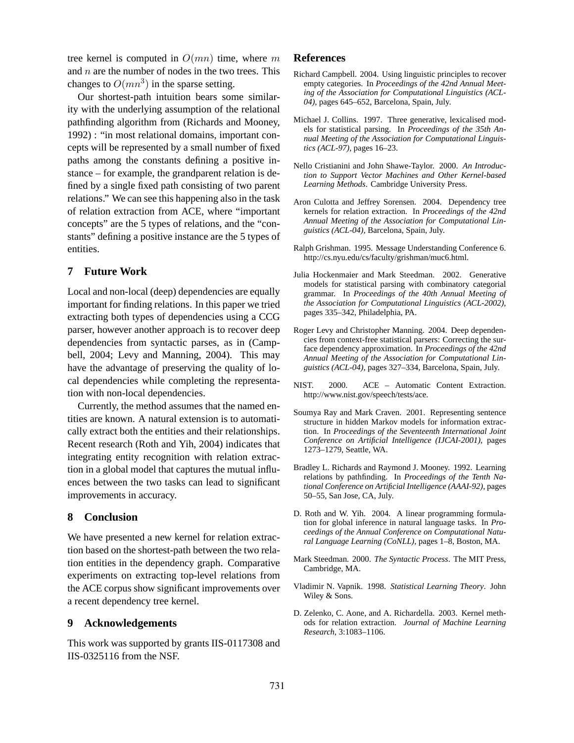tree kernel is computed in $O(mn)$ time, where $m$ and $n$ are the number of nodes in the two trees. This changes to $O(mn^3)$ in the sparse setting.

Our shortest-path intuition bears some similarity with the underlying assumption of the relational pathfinding algorithm from (Richards and Mooney, 1992) : "in most relational domains, important concepts will be represented by a small number of fixed paths among the constants defining a positive instance – for example, the grandparent relation is defined by a single fixed path consisting of two parent relations." We can see this happening also in the task of relation extraction from ACE, where "important concepts" are the 5 types of relations, and the "constants" defining a positive instance are the 5 types of entities.

## 7 Future Work

Local and non-local (deep) dependencies are equally important for finding relations. In this paper we tried extracting both types of dependencies using a CCG parser, however another approach is to recover deep dependencies from syntactic parses, as in (Campbell, 2004; Levy and Manning, 2004). This may have the advantage of preserving the quality of local dependencies while completing the representation with non-local dependencies.

Currently, the method assumes that the named entities are known. A natural extension is to automatically extract both the entities and their relationships. Recent research (Roth and Yih, 2004) indicates that integrating entity recognition with relation extraction in a global model that captures the mutual influences between the two tasks can lead to significant improvements in accuracy.

## 8 Conclusion

We have presented a new kernel for relation extraction based on the shortest-path between the two relation entities in the dependency graph. Comparative experiments on extracting top-level relations from the ACE corpus show significant improvements over a recent dependency tree kernel.

## 9 Acknowledgements

This work was supported by grants IIS-0117308 and IIS-0325116 from the NSF.

## References

Richard Campbell. 2004. Using linguistic principles to recover empty categories. In *Proceedings of the 42nd Annual Meeting of the Association for Computational Linguistics (ACL-04)*, pages 645–652, Barcelona, Spain, July.

Michael J. Collins. 1997. Three generative, lexicalised models for statistical parsing. In *Proceedings of the 35th Annual Meeting of the Association for Computational Linguistics (ACL-97)*, pages 16–23.

Nello Cristianini and John Shawe-Taylor. 2000. *An Introduction to Support Vector Machines and Other Kernel-based Learning Methods*. Cambridge University Press.

Aron Culotta and Jeffrey Sorensen. 2004. Dependency tree kernels for relation extraction. In *Proceedings of the 42nd Annual Meeting of the Association for Computational Linguistics (ACL-04)*, Barcelona, Spain, July.

Ralph Grishman. 1995. Message Understanding Conference 6. http://cs.nyu.edu/cs/faculty/grishman/muc6.html.

Julia Hockenmaier and Mark Steedman. 2002. Generative models for statistical parsing with combinatory categorial grammar. In *Proceedings of the 40th Annual Meeting of the Association for Computational Linguistics (ACL-2002)*, pages 335–342, Philadelphia, PA.

Roger Levy and Christopher Manning. 2004. Deep dependencies from context-free statistical parsers: Correcting the surface dependency approximation. In *Proceedings of the 42nd Annual Meeting of the Association for Computational Linguistics (ACL-04)*, pages 327–334, Barcelona, Spain, July.

NIST. 2000. ACE – Automatic Content Extraction. http://www.nist.gov/speech/tests/ace.

Soumya Ray and Mark Craven. 2001. Representing sentence structure in hidden Markov models for information extraction. In *Proceedings of the Seventeenth International Joint Conference on Artificial Intelligence (IJCAI-2001)*, pages 1273–1279, Seattle, WA.

Bradley L. Richards and Raymond J. Mooney. 1992. Learning relations by pathfinding. In *Proceedings of the Tenth National Conference on Artificial Intelligence (AAAI-92)*, pages 50–55, San Jose, CA, July.

D. Roth and W. Yih. 2004. A linear programming formulation for global inference in natural language tasks. In *Proceedings of the Annual Conference on Computational Natural Language Learning (CoNLL)*, pages 1–8, Boston, MA.

Mark Steedman. 2000. *The Syntactic Process*. The MIT Press, Cambridge, MA.

Vladimir N. Vapnik. 1998. *Statistical Learning Theory*. John Wiley & Sons.

D. Zelenko, C. Aone, and A. Richardella. 2003. Kernel methods for relation extraction. *Journal of Machine Learning Research*, 3:1083–1106.